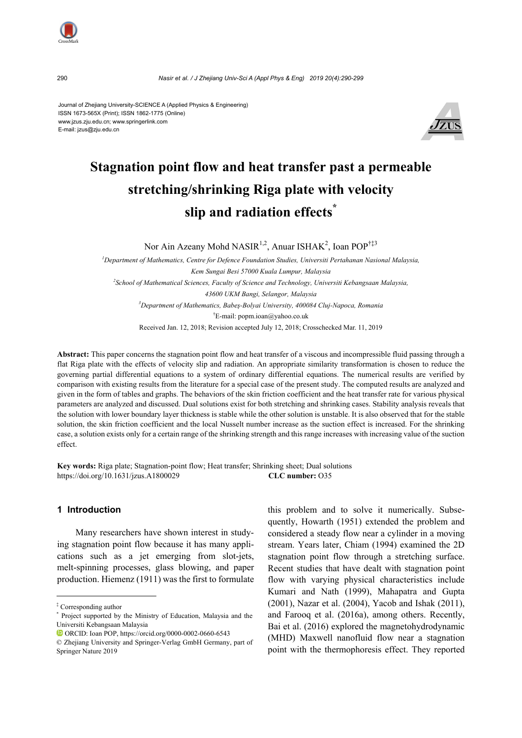Journal of Zhejiang University-SCIENCE A (Applied Physics & Engineering)
ISSN 1673-565X (Print); ISSN 1862-1775 (Online)
www.jzus.zju.edu.cn; www.springerlink.com
E-mail: jzus@zju.edu.cn

# Stagnation point flow and heat transfer past a permeable stretching/shrinking Riga plate with velocity slip and radiation effects*

Nor Ain Azeany Mohd NASIR[1,2], Anuar ISHAK[2], Ioan POP[†‡3]

[1]*Department of Mathematics, Centre for Defence Foundation Studies, Universiti Pertahanan Nasional Malaysia, Kem Sungai Besi 57000 Kuala Lumpur, Malaysia*

[2]*School of Mathematical Sciences, Faculty of Science and Technology, Universiti Kebangsaan Malaysia, 43600 UKM Bangi, Selangor, Malaysia*

[3]*Department of Mathematics, Babeş-Bolyai University, 400084 Cluj-Napoca, Romania*

[†]E-mail: popm.ioan@yahoo.co.uk

Received Jan. 12, 2018; Revision accepted July 12, 2018; Crosschecked Mar. 11, 2019

**Abstract:** This paper concerns the stagnation point flow and heat transfer of a viscous and incompressible fluid passing through a flat Riga plate with the effects of velocity slip and radiation. An appropriate similarity transformation is chosen to reduce the governing partial differential equations to a system of ordinary differential equations. The numerical results are verified by comparison with existing results from the literature for a special case of the present study. The computed results are analyzed and given in the form of tables and graphs. The behaviors of the skin friction coefficient and the heat transfer rate for various physical parameters are analyzed and discussed. Dual solutions exist for both stretching and shrinking cases. Stability analysis reveals that the solution with lower boundary layer thickness is stable while the other solution is unstable. It is also observed that for the stable solution, the skin friction coefficient and the local Nusselt number increase as the suction effect is increased. For the shrinking case, a solution exists only for a certain range of the shrinking strength and this range increases with increasing value of the suction effect.

**Key words:** Riga plate; Stagnation-point flow; Heat transfer; Shrinking sheet; Dual solutions
https://doi.org/10.1631/jzus.A1800029 **CLC number:** O35

## 1 Introduction

Many researchers have shown interest in studying stagnation point flow because it has many applications such as a jet emerging from slot-jets, melt-spinning processes, glass blowing, and paper production. Hiemenz (1911) was the first to formulate this problem and to solve it numerically. Subsequently, Howarth (1951) extended the problem and considered a steady flow near a cylinder in a moving stream. Years later, Chiam (1994) examined the 2D stagnation point flow through a stretching surface. Recent studies that have dealt with stagnation point flow with varying physical characteristics include Kumari and Nath (1999), Mahapatra and Gupta (2001), Nazar et al. (2004), Yacob and Ishak (2011), and Farooq et al. (2016a), among others. Recently, Bai et al. (2016) explored the magnetohydrodynamic (MHD) Maxwell nanofluid flow near a stagnation point with the thermophoresis effect. They reported

---

[‡] Corresponding author

[*] Project supported by the Ministry of Education, Malaysia and the Universiti Kebangsaan Malaysia

ORCID: Ioan POP, https://orcid.org/0000-0002-0660-6543

© Zhejiang University and Springer-Verlag GmbH Germany, part of Springer Nature 2019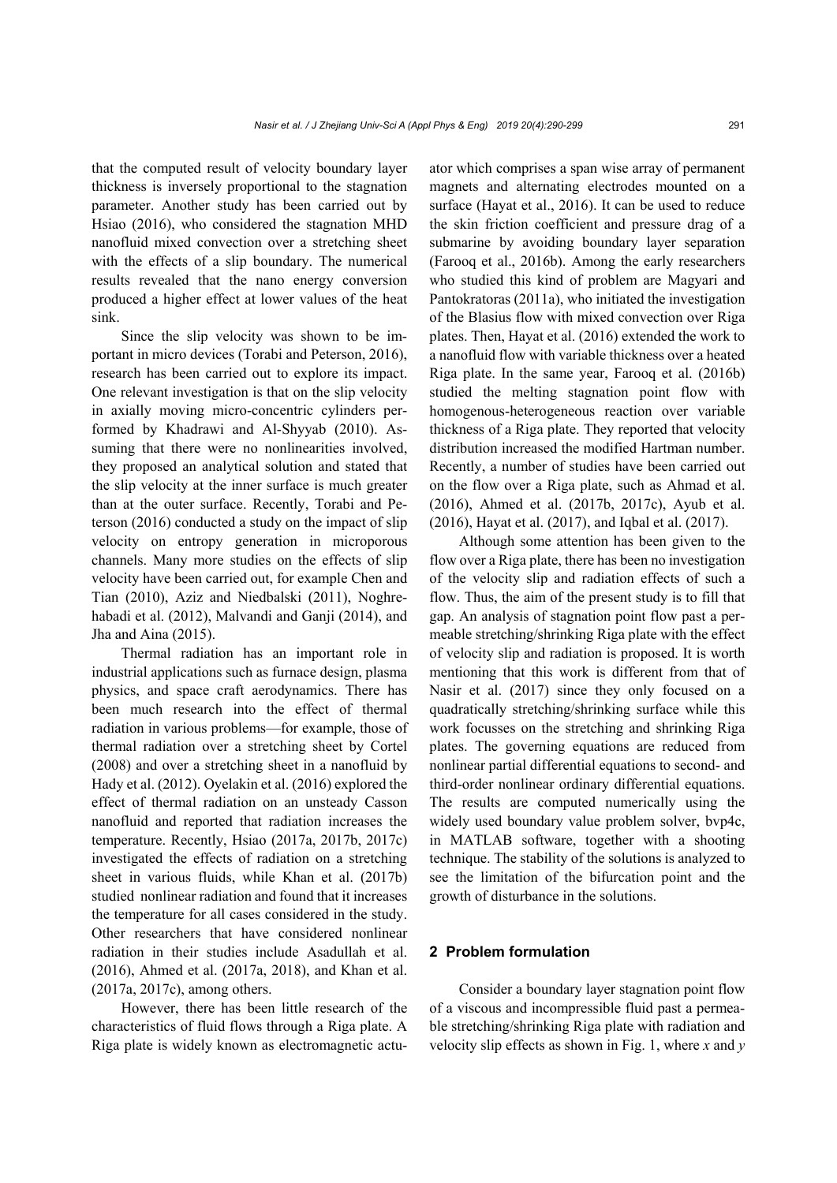that the computed result of velocity boundary layer thickness is inversely proportional to the stagnation parameter. Another study has been carried out by Hsiao (2016), who considered the stagnation MHD nanofluid mixed convection over a stretching sheet with the effects of a slip boundary. The numerical results revealed that the nano energy conversion produced a higher effect at lower values of the heat sink.

Since the slip velocity was shown to be important in micro devices (Torabi and Peterson, 2016), research has been carried out to explore its impact. One relevant investigation is that on the slip velocity in axially moving micro-concentric cylinders performed by Khadrawi and Al-Shyyab (2010). Assuming that there were no nonlinearities involved, they proposed an analytical solution and stated that the slip velocity at the inner surface is much greater than at the outer surface. Recently, Torabi and Peterson (2016) conducted a study on the impact of slip velocity on entropy generation in microporous channels. Many more studies on the effects of slip velocity have been carried out, for example Chen and Tian (2010), Aziz and Niedbalski (2011), Noghrehabadi et al. (2012), Malvandi and Ganji (2014), and Jha and Aina (2015).

Thermal radiation has an important role in industrial applications such as furnace design, plasma physics, and space craft aerodynamics. There has been much research into the effect of thermal radiation in various problems—for example, those of thermal radiation over a stretching sheet by Cortel (2008) and over a stretching sheet in a nanofluid by Hady et al. (2012). Oyelakin et al. (2016) explored the effect of thermal radiation on an unsteady Casson nanofluid and reported that radiation increases the temperature. Recently, Hsiao (2017a, 2017b, 2017c) investigated the effects of radiation on a stretching sheet in various fluids, while Khan et al. (2017b) studied nonlinear radiation and found that it increases the temperature for all cases considered in the study. Other researchers that have considered nonlinear radiation in their studies include Asadullah et al. (2016), Ahmed et al. (2017a, 2018), and Khan et al. (2017a, 2017c), among others.

However, there has been little research of the characteristics of fluid flows through a Riga plate. A Riga plate is widely known as electromagnetic actuator which comprises a span wise array of permanent magnets and alternating electrodes mounted on a surface (Hayat et al., 2016). It can be used to reduce the skin friction coefficient and pressure drag of a submarine by avoiding boundary layer separation (Farooq et al., 2016b). Among the early researchers who studied this kind of problem are Magyari and Pantokratoras (2011a), who initiated the investigation of the Blasius flow with mixed convection over Riga plates. Then, Hayat et al. (2016) extended the work to a nanofluid flow with variable thickness over a heated Riga plate. In the same year, Farooq et al. (2016b) studied the melting stagnation point flow with homogenous-heterogeneous reaction over variable thickness of a Riga plate. They reported that velocity distribution increased the modified Hartman number. Recently, a number of studies have been carried out on the flow over a Riga plate, such as Ahmad et al. (2016), Ahmed et al. (2017b, 2017c), Ayub et al. (2016), Hayat et al. (2017), and Iqbal et al. (2017).

Although some attention has been given to the flow over a Riga plate, there has been no investigation of the velocity slip and radiation effects of such a flow. Thus, the aim of the present study is to fill that gap. An analysis of stagnation point flow past a permeable stretching/shrinking Riga plate with the effect of velocity slip and radiation is proposed. It is worth mentioning that this work is different from that of Nasir et al. (2017) since they only focused on a quadratically stretching/shrinking surface while this work focusses on the stretching and shrinking Riga plates. The governing equations are reduced from nonlinear partial differential equations to second- and third-order nonlinear ordinary differential equations. The results are computed numerically using the widely used boundary value problem solver, bvp4c, in MATLAB software, together with a shooting technique. The stability of the solutions is analyzed to see the limitation of the bifurcation point and the growth of disturbance in the solutions.

## 2 Problem formulation

Consider a boundary layer stagnation point flow of a viscous and incompressible fluid past a permeable stretching/shrinking Riga plate with radiation and velocity slip effects as shown in Fig. 1, where $x$ and $y$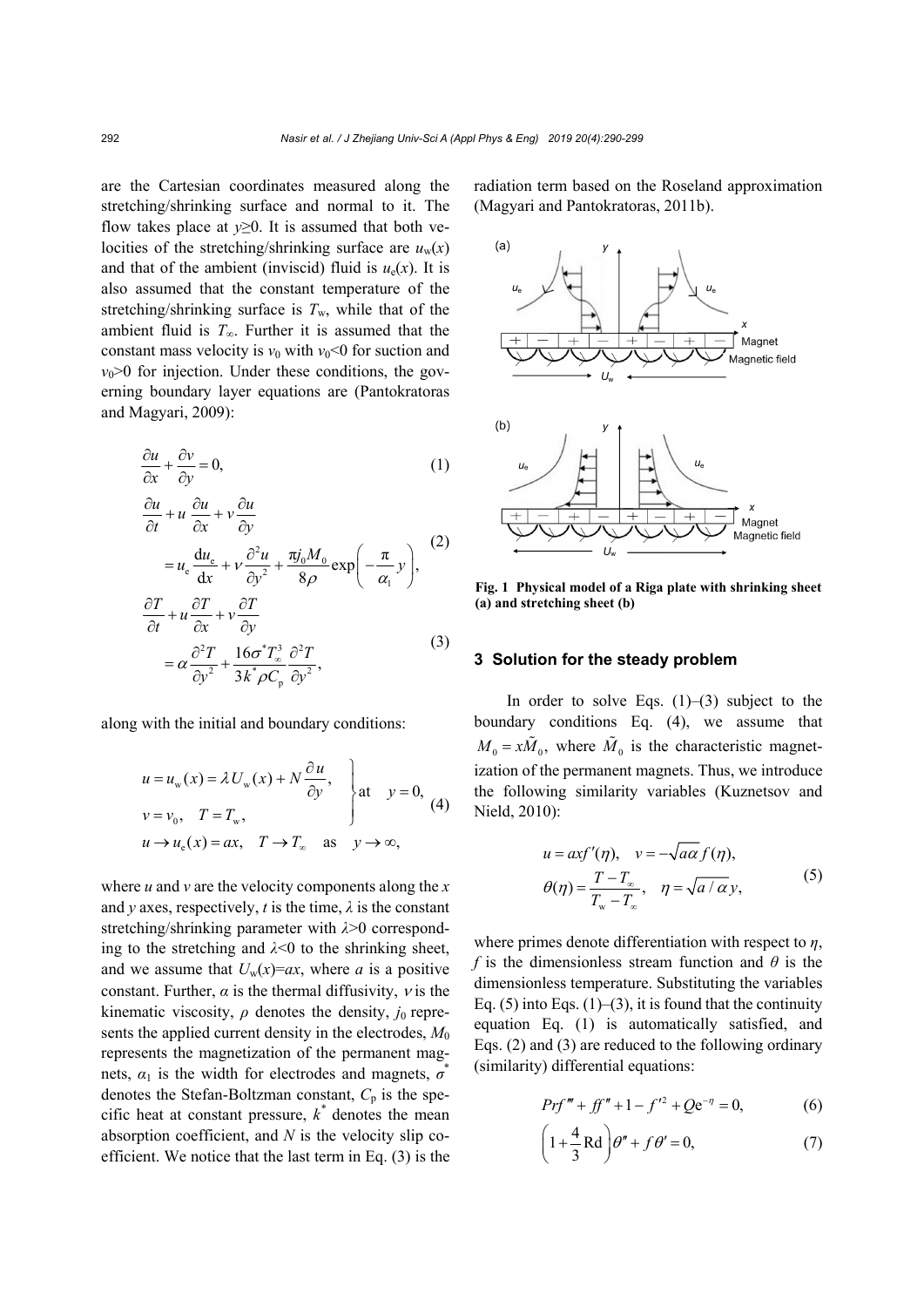are the Cartesian coordinates measured along the stretching/shrinking surface and normal to it. The flow takes place at $y \geq 0$. It is assumed that both velocities of the stretching/shrinking surface are $u_w(x)$ and that of the ambient (inviscid) fluid is $u_e(x)$. It is also assumed that the constant temperature of the stretching/shrinking surface is $T_w$, while that of the ambient fluid is $T_\infty$. Further it is assumed that the constant mass velocity is $v_0$ with $v_0<0$ for suction and $v_0>0$ for injection. Under these conditions, the governing boundary layer equations are (Pantokratoras and Magyari, 2009):

$$\frac{\partial u}{\partial x} + \frac{\partial v}{\partial y} = 0, \tag{1}$$

$$\frac{\partial u}{\partial t} + u\frac{\partial u}{\partial x} + v\frac{\partial u}{\partial y} = u_e\frac{\mathrm{d}u_e}{\mathrm{d}x} + \nu\frac{\partial^2 u}{\partial y^2} + \frac{\pi j_0 M_0}{8\rho}\exp\left(-\frac{\pi}{\alpha_1}y\right), \tag{2}$$

$$\frac{\partial T}{\partial t} + u\frac{\partial T}{\partial x} + v\frac{\partial T}{\partial y} = \alpha\frac{\partial^2 T}{\partial y^2} + \frac{16\sigma^* T_\infty^3}{3k^*\rho C_p}\frac{\partial^2 T}{\partial y^2}, \tag{3}$$

along with the initial and boundary conditions:

$$\left.\begin{aligned} & u = u_w(x) = \lambda U_w(x) + N\frac{\partial u}{\partial y}, \\ & v = v_0, \quad T = T_w, \end{aligned}\right\}\text{at} \quad y=0, \\ u \to u_e(x) = ax, \quad T \to T_\infty \quad \text{as} \quad y \to \infty, \tag{4}$$

where $u$ and $v$ are the velocity components along the $x$ and $y$ axes, respectively, $t$ is the time, $\lambda$ is the constant stretching/shrinking parameter with $\lambda>0$ corresponding to the stretching and $\lambda<0$ to the shrinking sheet, and we assume that $U_w(x)=ax$, where $a$ is a positive constant. Further, $\alpha$ is the thermal diffusivity, $\nu$ is the kinematic viscosity, $\rho$ denotes the density, $j_0$ represents the applied current density in the electrodes, $M_0$ represents the magnetization of the permanent magnets, $\alpha_1$ is the width for electrodes and magnets, $\sigma^*$ denotes the Stefan-Boltzman constant, $C_p$ is the specific heat at constant pressure, $k^*$ denotes the mean absorption coefficient, and $N$ is the velocity slip coefficient. We notice that the last term in Eq. (3) is the radiation term based on the Roseland approximation (Magyari and Pantokratoras, 2011b).

**Fig. 1 Physical model of a Riga plate with shrinking sheet (a) and stretching sheet (b)**

## 3 Solution for the steady problem

In order to solve Eqs. (1)–(3) subject to the boundary conditions Eq. (4), we assume that $M_0 = x\tilde{M}_0$, where $\tilde{M}_0$ is the characteristic magnetization of the permanent magnets. Thus, we introduce the following similarity variables (Kuznetsov and Nield, 2010):

$$u = axf'(\eta), \quad v = -\sqrt{a\alpha}\, f(\eta), \\ \theta(\eta) = \frac{T - T_\infty}{T_w - T_\infty}, \quad \eta = \sqrt{a/\alpha}\, y, \tag{5}$$

where primes denote differentiation with respect to $\eta$, $f$ is the dimensionless stream function and $\theta$ is the dimensionless temperature. Substituting the variables Eq. (5) into Eqs. (1)–(3), it is found that the continuity equation Eq. (1) is automatically satisfied, and Eqs. (2) and (3) are reduced to the following ordinary (similarity) differential equations:

$$Prf''' + ff'' + 1 - f'^2 + Q\mathrm{e}^{-\eta} = 0, \tag{6}$$

$$\left(1 + \frac{4}{3}\mathrm{Rd}\right)\theta'' + f\theta' = 0, \tag{7}$$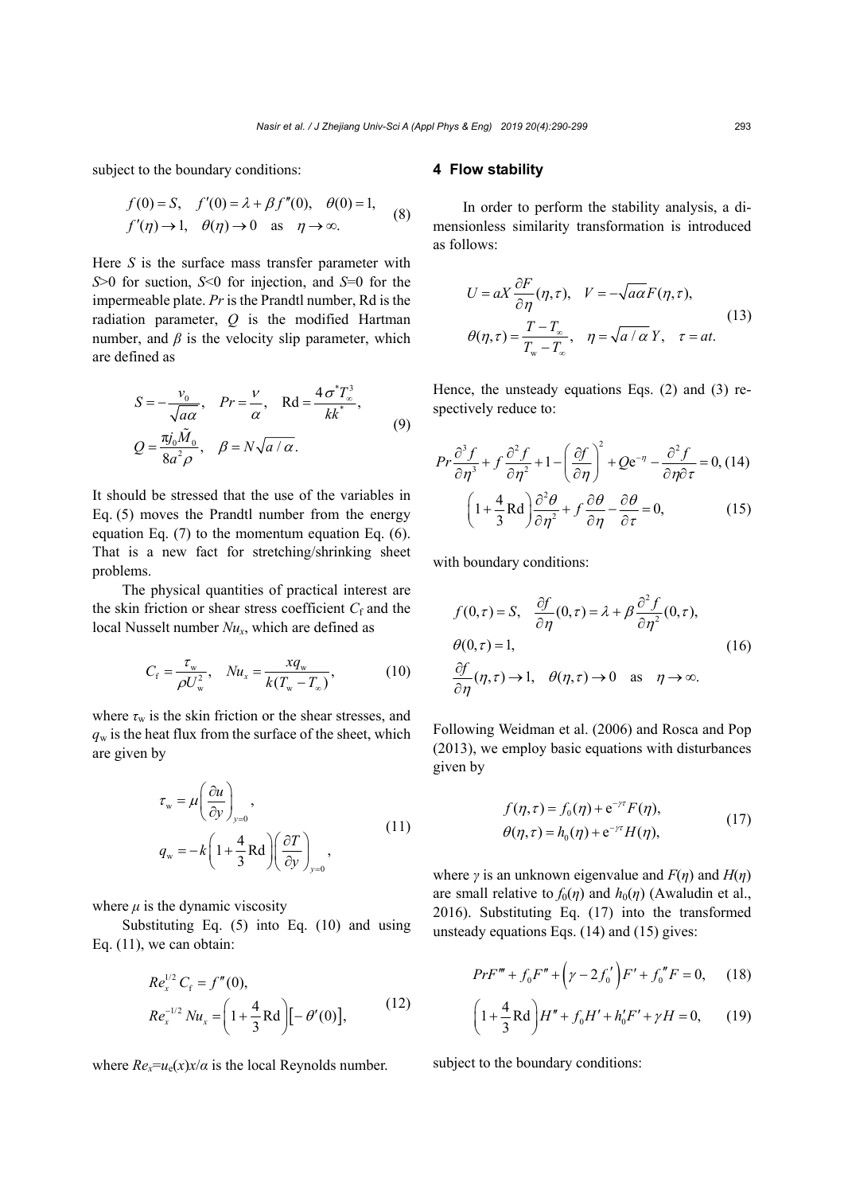subject to the boundary conditions:

$$
\begin{aligned}
&f(0)=S,\quad f'(0)=\lambda+\beta f''(0),\quad \theta(0)=1,\\
&f'(\eta)\to 1,\quad \theta(\eta)\to 0\quad \text{as}\quad \eta\to\infty.
\end{aligned}
\tag{8}
$$

Here $S$ is the surface mass transfer parameter with $S$>0 for suction, $S$<0 for injection, and $S$=0 for the impermeable plate. $Pr$ is the Prandtl number, Rd is the radiation parameter, $Q$ is the modified Hartman number, and $\beta$ is the velocity slip parameter, which are defined as

$$
\begin{aligned}
&S=-\frac{v_0}{\sqrt{a\alpha}},\quad Pr=\frac{\nu}{\alpha},\quad \mathrm{Rd}=\frac{4\sigma^* T_\infty^3}{kk^*},\\
&Q=\frac{\pi j_0 \tilde{M}_0}{8a^2\rho},\quad \beta=N\sqrt{a/\alpha}.
\end{aligned}
\tag{9}
$$

It should be stressed that the use of the variables in Eq. (5) moves the Prandtl number from the energy equation Eq. (7) to the momentum equation Eq. (6). That is a new fact for stretching/shrinking sheet problems.

The physical quantities of practical interest are the skin friction or shear stress coefficient $C_\mathrm{f}$ and the local Nusselt number $Nu_x$, which are defined as

$$
C_\mathrm{f}=\frac{\tau_\mathrm{w}}{\rho U_\mathrm{w}^2},\quad Nu_x=\frac{xq_\mathrm{w}}{k(T_\mathrm{w}-T_\infty)},
\tag{10}
$$

where $\tau_\mathrm{w}$ is the skin friction or the shear stresses, and $q_\mathrm{w}$ is the heat flux from the surface of the sheet, which are given by

$$
\begin{aligned}
&\tau_\mathrm{w}=\mu\left(\frac{\partial u}{\partial y}\right)_{y=0},\\
&q_\mathrm{w}=-k\left(1+\frac{4}{3}\mathrm{Rd}\right)\left(\frac{\partial T}{\partial y}\right)_{y=0},
\end{aligned}
\tag{11}
$$

where $\mu$ is the dynamic viscosity

Substituting Eq. (5) into Eq. (10) and using Eq. (11), we can obtain:

$$
\begin{aligned}
&Re_x^{1/2}C_\mathrm{f}=f''(0),\\
&Re_x^{-1/2}Nu_x=\left(1+\frac{4}{3}\mathrm{Rd}\right)\left[-\theta'(0)\right],
\end{aligned}
\tag{12}
$$

where $Re_x=u_\mathrm{e}(x)x/\alpha$ is the local Reynolds number.

## 4 Flow stability

In order to perform the stability analysis, a dimensionless similarity transformation is introduced as follows:

$$
\begin{aligned}
&U=aX\frac{\partial F}{\partial \eta}(\eta,\tau),\quad V=-\sqrt{a\alpha}F(\eta,\tau),\\
&\theta(\eta,\tau)=\frac{T-T_\infty}{T_\mathrm{w}-T_\infty},\quad \eta=\sqrt{a/\alpha}\,Y,\quad \tau=at.
\end{aligned}
\tag{13}
$$

Hence, the unsteady equations Eqs. (2) and (3) respectively reduce to:

$$
Pr\frac{\partial^3 f}{\partial \eta^3}+f\frac{\partial^2 f}{\partial \eta^2}+1-\left(\frac{\partial f}{\partial \eta}\right)^2+Q\mathrm{e}^{-\eta}-\frac{\partial^2 f}{\partial \eta\partial \tau}=0,
\tag{14}
$$

$$
\left(1+\frac{4}{3}\mathrm{Rd}\right)\frac{\partial^2\theta}{\partial \eta^2}+f\frac{\partial \theta}{\partial \eta}-\frac{\partial \theta}{\partial \tau}=0,
\tag{15}
$$

with boundary conditions:

$$
\begin{aligned}
&f(0,\tau)=S,\quad \frac{\partial f}{\partial \eta}(0,\tau)=\lambda+\beta\frac{\partial^2 f}{\partial \eta^2}(0,\tau),\\
&\theta(0,\tau)=1,\\
&\frac{\partial f}{\partial \eta}(\eta,\tau)\to 1,\quad \theta(\eta,\tau)\to 0\quad \text{as}\quad \eta\to\infty.
\end{aligned}
\tag{16}
$$

Following Weidman et al. (2006) and Rosca and Pop (2013), we employ basic equations with disturbances given by

$$
\begin{aligned}
&f(\eta,\tau)=f_0(\eta)+\mathrm{e}^{-\gamma\tau}F(\eta),\\
&\theta(\eta,\tau)=h_0(\eta)+\mathrm{e}^{-\gamma\tau}H(\eta),
\end{aligned}
\tag{17}
$$

where $\gamma$ is an unknown eigenvalue and $F(\eta)$ and $H(\eta)$ are small relative to $f_0(\eta)$ and $h_0(\eta)$ (Awaludin et al., 2016). Substituting Eq. (17) into the transformed unsteady equations Eqs. (14) and (15) gives:

$$
PrF'''+f_0F''+\left(\gamma-2f_0'\right)F'+f_0''F=0,
\tag{18}
$$

$$
\left(1+\frac{4}{3}\mathrm{Rd}\right)H''+f_0H'+h_0'F'+\gamma H=0,
\tag{19}
$$

subject to the boundary conditions: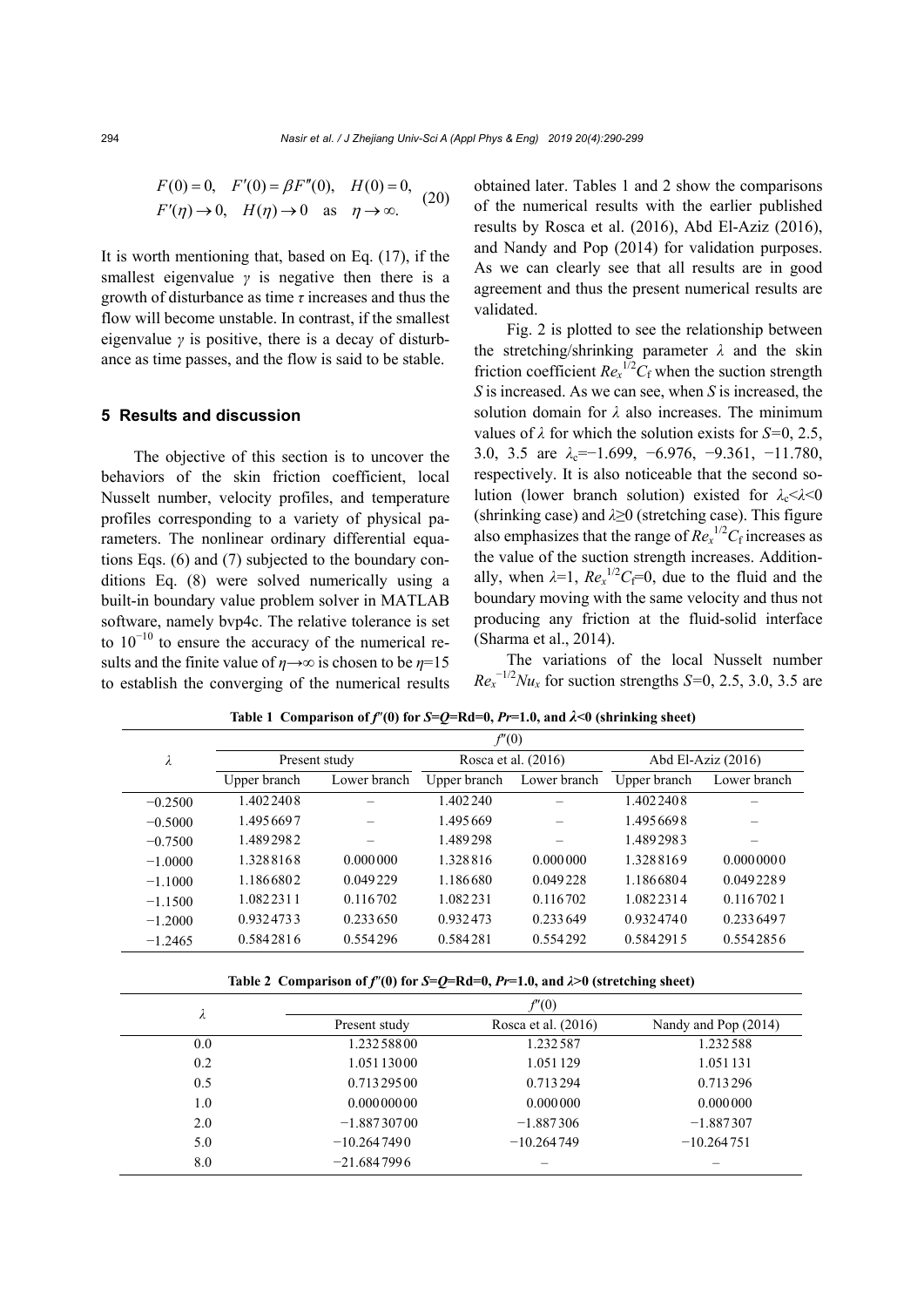$$
F(0)=0, \quad F'(0)=\beta F''(0), \quad H(0)=0, \\
F'(\eta)\to 0, \quad H(\eta)\to 0 \quad \text{as} \quad \eta\to\infty. \tag{20}
$$

It is worth mentioning that, based on Eq. (17), if the smallest eigenvalue $\gamma$ is negative then there is a growth of disturbance as time $\tau$ increases and thus the flow will become unstable. In contrast, if the smallest eigenvalue $\gamma$ is positive, there is a decay of disturbance as time passes, and the flow is said to be stable.

## 5 Results and discussion

The objective of this section is to uncover the behaviors of the skin friction coefficient, local Nusselt number, velocity profiles, and temperature profiles corresponding to a variety of physical parameters. The nonlinear ordinary differential equations Eqs. (6) and (7) subjected to the boundary conditions Eq. (8) were solved numerically using a built-in boundary value problem solver in MATLAB software, namely bvp4c. The relative tolerance is set to $10^{-10}$ to ensure the accuracy of the numerical results and the finite value of $\eta\to\infty$ is chosen to be $\eta=15$ to establish the converging of the numerical results obtained later. Tables 1 and 2 show the comparisons of the numerical results with the earlier published results by Rosca et al. (2016), Abd El-Aziz (2016), and Nandy and Pop (2014) for validation purposes. As we can clearly see that all results are in good agreement and thus the present numerical results are validated.

Fig. 2 is plotted to see the relationship between the stretching/shrinking parameter $\lambda$ and the skin friction coefficient $Re_x^{1/2}C_f$ when the suction strength $S$ is increased. As we can see, when $S$ is increased, the solution domain for $\lambda$ also increases. The minimum values of $\lambda$ for which the solution exists for $S$=0, 2.5, 3.0, 3.5 are $\lambda_c$=−1.699, −6.976, −9.361, −11.780, respectively. It is also noticeable that the second solution (lower branch solution) existed for $\lambda_c<\lambda<0$ (shrinking case) and $\lambda\geq0$ (stretching case). This figure also emphasizes that the range of $Re_x^{1/2}C_f$ increases as the value of the suction strength increases. Additionally, when $\lambda=1$, $Re_x^{1/2}C_f=0$, due to the fluid and the boundary moving with the same velocity and thus not producing any friction at the fluid-solid interface (Sharma et al., 2014).

The variations of the local Nusselt number $Re_x^{-1/2}Nu_x$ for suction strengths $S$=0, 2.5, 3.0, 3.5 are

**Table 1 Comparison of $f''(0)$ for $S$=$Q$=Rd=0, $Pr$=1.0, and $\lambda$<0 (shrinking sheet)**

| $\lambda$ | $f''(0)$ | | | | | |
|---|---|---|---|---|---|---|
| | Present study | | Rosca et al. (2016) | | Abd El-Aziz (2016) | |
| | Upper branch | Lower branch | Upper branch | Lower branch | Upper branch | Lower branch |
| −0.2500 | 1.4022408 | – | 1.402240 | – | 1.4022408 | – |
| −0.5000 | 1.4956697 | – | 1.495669 | – | 1.4956698 | – |
| −0.7500 | 1.4892982 | – | 1.489298 | – | 1.4892983 | – |
| −1.0000 | 1.3288168 | 0.000000 | 1.328816 | 0.000000 | 1.3288169 | 0.0000000 |
| −1.1000 | 1.1866802 | 0.049229 | 1.186680 | 0.049228 | 1.1866804 | 0.0492289 |
| −1.1500 | 1.0822311 | 0.116702 | 1.082231 | 0.116702 | 1.0822314 | 0.1167021 |
| −1.2000 | 0.9324733 | 0.233650 | 0.932473 | 0.233649 | 0.9324740 | 0.2336497 |
| −1.2465 | 0.5842816 | 0.554296 | 0.584281 | 0.554292 | 0.5842915 | 0.5542856 |

**Table 2 Comparison of $f''(0)$ for $S$=$Q$=Rd=0, $Pr$=1.0, and $\lambda$>0 (stretching sheet)**

| $\lambda$ | $f''(0)$ | | |
|---|---|---|---|
| | Present study | Rosca et al. (2016) | Nandy and Pop (2014) |
| 0.0 | 1.23258800 | 1.232587 | 1.232588 |
| 0.2 | 1.05113000 | 1.051129 | 1.051131 |
| 0.5 | 0.71329500 | 0.713294 | 0.713296 |
| 1.0 | 0.00000000 | 0.000000 | 0.000000 |
| 2.0 | −1.88730700 | −1.887306 | −1.887307 |
| 5.0 | −10.2647490 | −10.264749 | −10.264751 |
| 8.0 | −21.6847996 | – | – |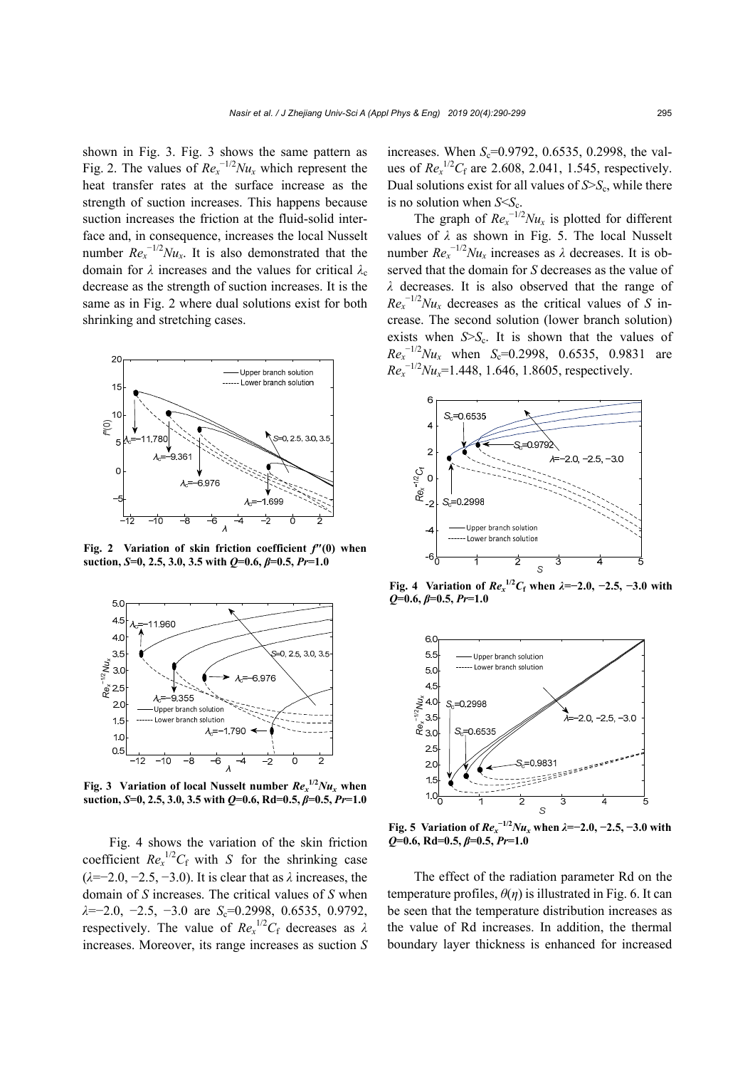shown in Fig. 3. Fig. 3 shows the same pattern as Fig. 2. The values of $Re_x^{-1/2}Nu_x$ which represent the heat transfer rates at the surface increase as the strength of suction increases. This happens because suction increases the friction at the fluid-solid interface and, in consequence, increases the local Nusselt number $Re_x^{-1/2}Nu_x$. It is also demonstrated that the domain for $\lambda$ increases and the values for critical $\lambda_c$ decrease as the strength of suction increases. It is the same as in Fig. 2 where dual solutions exist for both shrinking and stretching cases.

**Fig. 2 Variation of skin friction coefficient $f''(0)$ when suction, $S$=0, 2.5, 3.0, 3.5 with $Q$=0.6, $\beta$=0.5, $Pr$=1.0**

**Fig. 3 Variation of local Nusselt number $Re_x^{1/2}Nu_x$ when suction, $S$=0, 2.5, 3.0, 3.5 with $Q$=0.6, Rd=0.5, $\beta$=0.5, $Pr$=1.0**

Fig. 4 shows the variation of the skin friction coefficient $Re_x^{1/2}C_f$ with $S$ for the shrinking case ($\lambda$=−2.0, −2.5, −3.0). It is clear that as $\lambda$ increases, the domain of $S$ increases. The critical values of $S$ when $\lambda$=−2.0, −2.5, −3.0 are $S_c$=0.2998, 0.6535, 0.9792, respectively. The value of $Re_x^{1/2}C_f$ decreases as $\lambda$ increases. Moreover, its range increases as suction $S$ increases. When $S_c$=0.9792, 0.6535, 0.2998, the values of $Re_x^{1/2}C_f$ are 2.608, 2.041, 1.545, respectively. Dual solutions exist for all values of $S$>$S_c$, while there is no solution when $S$<$S_c$.

The graph of $Re_x^{-1/2}Nu_x$ is plotted for different values of $\lambda$ as shown in Fig. 5. The local Nusselt number $Re_x^{-1/2}Nu_x$ increases as $\lambda$ decreases. It is observed that the domain for $S$ decreases as the value of $\lambda$ decreases. It is also observed that the range of $Re_x^{-1/2}Nu_x$ decreases as the critical values of $S$ increase. The second solution (lower branch solution) exists when $S$>$S_c$. It is shown that the values of $Re_x^{-1/2}Nu_x$ when $S_c$=0.2998, 0.6535, 0.9831 are $Re_x^{-1/2}Nu_x$=1.448, 1.646, 1.8605, respectively.

**Fig. 4 Variation of $Re_x^{1/2}C_f$ when $\lambda$=−2.0, −2.5, −3.0 with $Q$=0.6, $\beta$=0.5, $Pr$=1.0**

**Fig. 5 Variation of $Re_x^{-1/2}Nu_x$ when $\lambda$=−2.0, −2.5, −3.0 with $Q$=0.6, Rd=0.5, $\beta$=0.5, $Pr$=1.0**

The effect of the radiation parameter Rd on the temperature profiles, $\theta(\eta)$ is illustrated in Fig. 6. It can be seen that the temperature distribution increases as the value of Rd increases. In addition, the thermal boundary layer thickness is enhanced for increased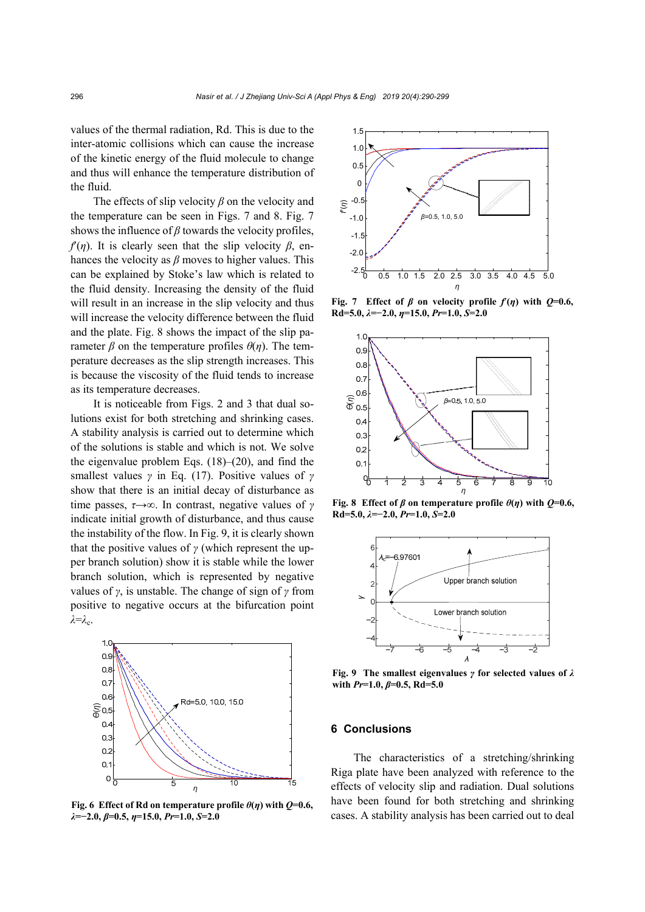values of the thermal radiation, Rd. This is due to the inter-atomic collisions which can cause the increase of the kinetic energy of the fluid molecule to change and thus will enhance the temperature distribution of the fluid.

The effects of slip velocity $\beta$ on the velocity and the temperature can be seen in Figs. 7 and 8. Fig. 7 shows the influence of $\beta$ towards the velocity profiles, $f'(\eta)$. It is clearly seen that the slip velocity $\beta$, enhances the velocity as $\beta$ moves to higher values. This can be explained by Stoke's law which is related to the fluid density. Increasing the density of the fluid will result in an increase in the slip velocity and thus will increase the velocity difference between the fluid and the plate. Fig. 8 shows the impact of the slip parameter $\beta$ on the temperature profiles $\theta(\eta)$. The temperature decreases as the slip strength increases. This is because the viscosity of the fluid tends to increase as its temperature decreases.

It is noticeable from Figs. 2 and 3 that dual solutions exist for both stretching and shrinking cases. A stability analysis is carried out to determine which of the solutions is stable and which is not. We solve the eigenvalue problem Eqs. (18)–(20), and find the smallest values $\gamma$ in Eq. (17). Positive values of $\gamma$ show that there is an initial decay of disturbance as time passes, $\tau\rightarrow\infty$. In contrast, negative values of $\gamma$ indicate initial growth of disturbance, and thus cause the instability of the flow. In Fig. 9, it is clearly shown that the positive values of $\gamma$ (which represent the upper branch solution) show it is stable while the lower branch solution, which is represented by negative values of $\gamma$, is unstable. The change of sign of $\gamma$ from positive to negative occurs at the bifurcation point $\lambda=\lambda_c$.

**Fig. 6 Effect of Rd on temperature profile $\theta(\eta)$ with $Q$=0.6, $\lambda$=−2.0, $\beta$=0.5, $\eta$=15.0, $Pr$=1.0, $S$=2.0**

**Fig. 7 Effect of $\beta$ on velocity profile $f'(\eta)$ with $Q$=0.6, Rd=5.0, $\lambda$=−2.0, $\eta$=15.0, $Pr$=1.0, $S$=2.0**

**Fig. 8 Effect of $\beta$ on temperature profile $\theta(\eta)$ with $Q$=0.6, Rd=5.0, $\lambda$=−2.0, $Pr$=1.0, $S$=2.0**

**Fig. 9 The smallest eigenvalues $\gamma$ for selected values of $\lambda$ with $Pr$=1.0, $\beta$=0.5, Rd=5.0**

## 6 Conclusions

The characteristics of a stretching/shrinking Riga plate have been analyzed with reference to the effects of velocity slip and radiation. Dual solutions have been found for both stretching and shrinking cases. A stability analysis has been carried out to deal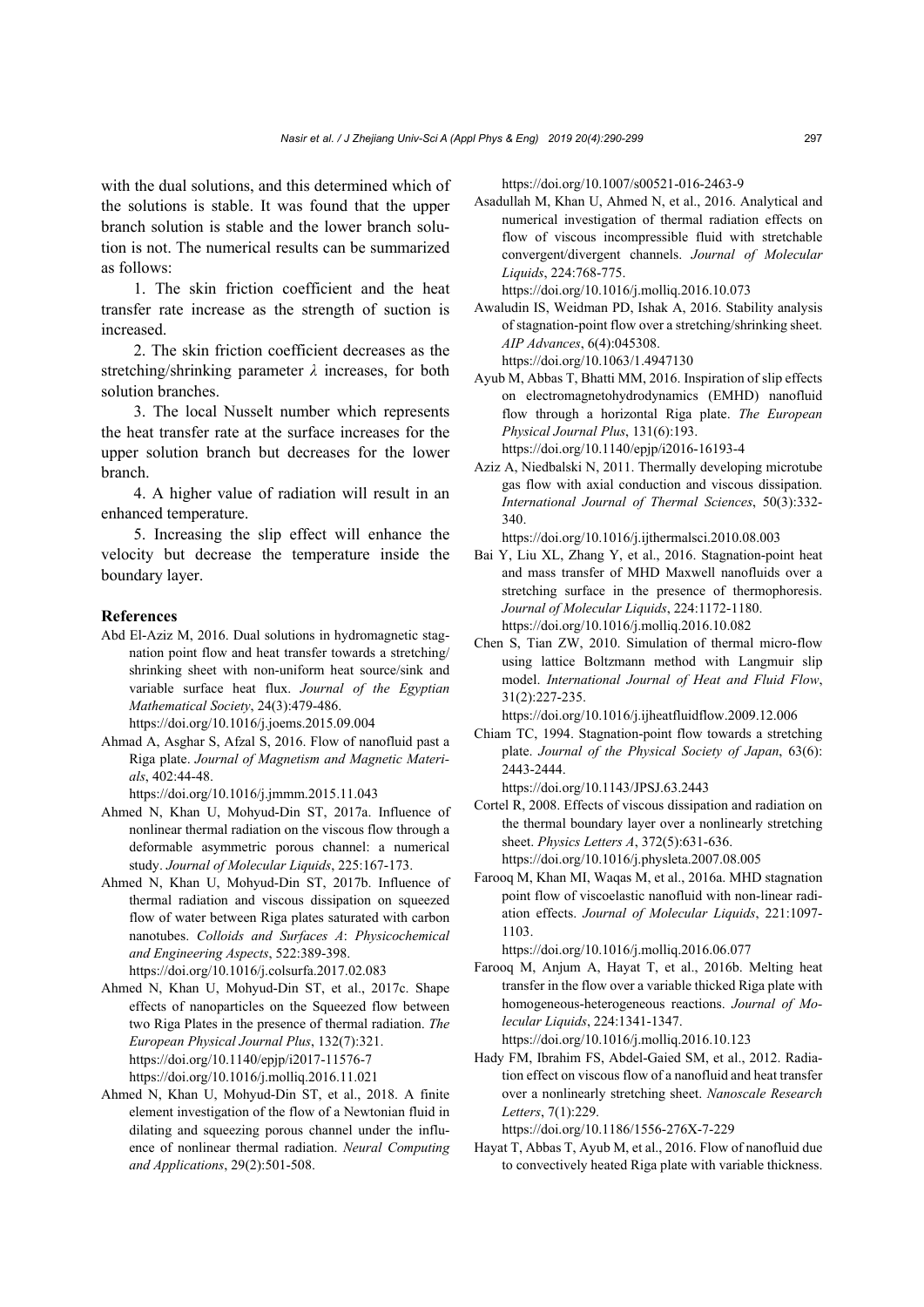with the dual solutions, and this determined which of the solutions is stable. It was found that the upper branch solution is stable and the lower branch solution is not. The numerical results can be summarized as follows:

1. The skin friction coefficient and the heat transfer rate increase as the strength of suction is increased.

2. The skin friction coefficient decreases as the stretching/shrinking parameter $\lambda$ increases, for both solution branches.

3. The local Nusselt number which represents the heat transfer rate at the surface increases for the upper solution branch but decreases for the lower branch.

4. A higher value of radiation will result in an enhanced temperature.

5. Increasing the slip effect will enhance the velocity but decrease the temperature inside the boundary layer.

## References

Abd El-Aziz M, 2016. Dual solutions in hydromagnetic stagnation point flow and heat transfer towards a stretching/shrinking sheet with non-uniform heat source/sink and variable surface heat flux. *Journal of the Egyptian Mathematical Society*, 24(3):479-486. https://doi.org/10.1016/j.joems.2015.09.004

Ahmad A, Asghar S, Afzal S, 2016. Flow of nanofluid past a Riga plate. *Journal of Magnetism and Magnetic Materials*, 402:44-48. https://doi.org/10.1016/j.jmmm.2015.11.043

Ahmed N, Khan U, Mohyud-Din ST, 2017a. Influence of nonlinear thermal radiation on the viscous flow through a deformable asymmetric porous channel: a numerical study. *Journal of Molecular Liquids*, 225:167-173.

Ahmed N, Khan U, Mohyud-Din ST, 2017b. Influence of thermal radiation and viscous dissipation on squeezed flow of water between Riga plates saturated with carbon nanotubes. *Colloids and Surfaces A*: *Physicochemical and Engineering Aspects*, 522:389-398. https://doi.org/10.1016/j.colsurfa.2017.02.083

Ahmed N, Khan U, Mohyud-Din ST, et al., 2017c. Shape effects of nanoparticles on the Squeezed flow between two Riga Plates in the presence of thermal radiation. *The European Physical Journal Plus*, 132(7):321. https://doi.org/10.1140/epjp/i2017-11576-7 https://doi.org/10.1016/j.molliq.2016.11.021

Ahmed N, Khan U, Mohyud-Din ST, et al., 2018. A finite element investigation of the flow of a Newtonian fluid in dilating and squeezing porous channel under the influence of nonlinear thermal radiation. *Neural Computing and Applications*, 29(2):501-508. https://doi.org/10.1007/s00521-016-2463-9

Asadullah M, Khan U, Ahmed N, et al., 2016. Analytical and numerical investigation of thermal radiation effects on flow of viscous incompressible fluid with stretchable convergent/divergent channels. *Journal of Molecular Liquids*, 224:768-775. https://doi.org/10.1016/j.molliq.2016.10.073

Awaludin IS, Weidman PD, Ishak A, 2016. Stability analysis of stagnation-point flow over a stretching/shrinking sheet. *AIP Advances*, 6(4):045308. https://doi.org/10.1063/1.4947130

Ayub M, Abbas T, Bhatti MM, 2016. Inspiration of slip effects on electromagnetohydrodynamics (EMHD) nanofluid flow through a horizontal Riga plate. *The European Physical Journal Plus*, 131(6):193. https://doi.org/10.1140/epjp/i2016-16193-4

Aziz A, Niedbalski N, 2011. Thermally developing microtube gas flow with axial conduction and viscous dissipation. *International Journal of Thermal Sciences*, 50(3):332-340. https://doi.org/10.1016/j.ijthermalsci.2010.08.003

Bai Y, Liu XL, Zhang Y, et al., 2016. Stagnation-point heat and mass transfer of MHD Maxwell nanofluids over a stretching surface in the presence of thermophoresis. *Journal of Molecular Liquids*, 224:1172-1180. https://doi.org/10.1016/j.molliq.2016.10.082

Chen S, Tian ZW, 2010. Simulation of thermal micro-flow using lattice Boltzmann method with Langmuir slip model. *International Journal of Heat and Fluid Flow*, 31(2):227-235. https://doi.org/10.1016/j.ijheatfluidflow.2009.12.006

Chiam TC, 1994. Stagnation-point flow towards a stretching plate. *Journal of the Physical Society of Japan*, 63(6): 2443-2444. https://doi.org/10.1143/JPSJ.63.2443

Cortel R, 2008. Effects of viscous dissipation and radiation on the thermal boundary layer over a nonlinearly stretching sheet. *Physics Letters A*, 372(5):631-636. https://doi.org/10.1016/j.physleta.2007.08.005

Farooq M, Khan MI, Waqas M, et al., 2016a. MHD stagnation point flow of viscoelastic nanofluid with non-linear radiation effects. *Journal of Molecular Liquids*, 221:1097-1103. https://doi.org/10.1016/j.molliq.2016.06.077

Farooq M, Anjum A, Hayat T, et al., 2016b. Melting heat transfer in the flow over a variable thicked Riga plate with homogeneous-heterogeneous reactions. *Journal of Molecular Liquids*, 224:1341-1347. https://doi.org/10.1016/j.molliq.2016.10.123

Hady FM, Ibrahim FS, Abdel-Gaied SM, et al., 2012. Radiation effect on viscous flow of a nanofluid and heat transfer over a nonlinearly stretching sheet. *Nanoscale Research Letters*, 7(1):229. https://doi.org/10.1186/1556-276X-7-229

Hayat T, Abbas T, Ayub M, et al., 2016. Flow of nanofluid due to convectively heated Riga plate with variable thickness.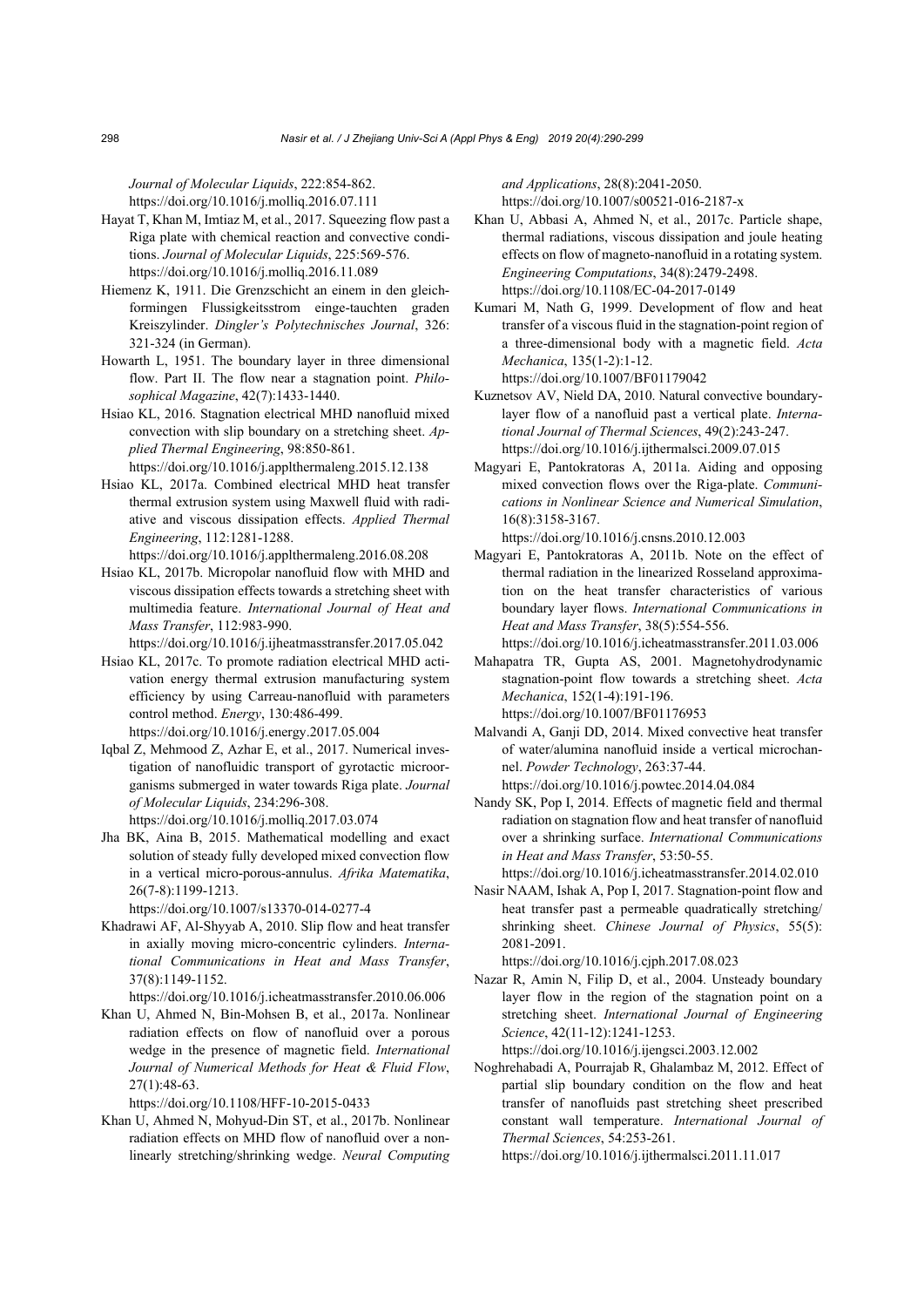*Journal of Molecular Liquids*, 222:854-862. https://doi.org/10.1016/j.molliq.2016.07.111

Hayat T, Khan M, Imtiaz M, et al., 2017. Squeezing flow past a Riga plate with chemical reaction and convective conditions. *Journal of Molecular Liquids*, 225:569-576. https://doi.org/10.1016/j.molliq.2016.11.089

Hiemenz K, 1911. Die Grenzschicht an einem in den gleichformingen Flussigkeitsstrom einge-tauchten graden Kreiszylinder. *Dingler's Polytechnisches Journal*, 326: 321-324 (in German).

Howarth L, 1951. The boundary layer in three dimensional flow. Part II. The flow near a stagnation point. *Philosophical Magazine*, 42(7):1433-1440.

Hsiao KL, 2016. Stagnation electrical MHD nanofluid mixed convection with slip boundary on a stretching sheet. *Applied Thermal Engineering*, 98:850-861. https://doi.org/10.1016/j.applthermaleng.2015.12.138

Hsiao KL, 2017a. Combined electrical MHD heat transfer thermal extrusion system using Maxwell fluid with radiative and viscous dissipation effects. *Applied Thermal Engineering*, 112:1281-1288. https://doi.org/10.1016/j.applthermaleng.2016.08.208

Hsiao KL, 2017b. Micropolar nanofluid flow with MHD and viscous dissipation effects towards a stretching sheet with multimedia feature. *International Journal of Heat and Mass Transfer*, 112:983-990. https://doi.org/10.1016/j.ijheatmasstransfer.2017.05.042

Hsiao KL, 2017c. To promote radiation electrical MHD activation energy thermal extrusion manufacturing system efficiency by using Carreau-nanofluid with parameters control method. *Energy*, 130:486-499. https://doi.org/10.1016/j.energy.2017.05.004

Iqbal Z, Mehmood Z, Azhar E, et al., 2017. Numerical investigation of nanofluidic transport of gyrotactic microorganisms submerged in water towards Riga plate. *Journal of Molecular Liquids*, 234:296-308. https://doi.org/10.1016/j.molliq.2017.03.074

Jha BK, Aina B, 2015. Mathematical modelling and exact solution of steady fully developed mixed convection flow in a vertical micro-porous-annulus. *Afrika Matematika*, 26(7-8):1199-1213. https://doi.org/10.1007/s13370-014-0277-4

Khadrawi AF, Al-Shyyab A, 2010. Slip flow and heat transfer in axially moving micro-concentric cylinders. *International Communications in Heat and Mass Transfer*, 37(8):1149-1152. https://doi.org/10.1016/j.icheatmasstransfer.2010.06.006

Khan U, Ahmed N, Bin-Mohsen B, et al., 2017a. Nonlinear radiation effects on flow of nanofluid over a porous wedge in the presence of magnetic field. *International Journal of Numerical Methods for Heat & Fluid Flow*, 27(1):48-63. https://doi.org/10.1108/HFF-10-2015-0433

Khan U, Ahmed N, Mohyud-Din ST, et al., 2017b. Nonlinear radiation effects on MHD flow of nanofluid over a nonlinearly stretching/shrinking wedge. *Neural Computing and Applications*, 28(8):2041-2050. https://doi.org/10.1007/s00521-016-2187-x

Khan U, Abbasi A, Ahmed N, et al., 2017c. Particle shape, thermal radiations, viscous dissipation and joule heating effects on flow of magneto-nanofluid in a rotating system. *Engineering Computations*, 34(8):2479-2498. https://doi.org/10.1108/EC-04-2017-0149

Kumari M, Nath G, 1999. Development of flow and heat transfer of a viscous fluid in the stagnation-point region of a three-dimensional body with a magnetic field. *Acta Mechanica*, 135(1-2):1-12. https://doi.org/10.1007/BF01179042

Kuznetsov AV, Nield DA, 2010. Natural convective boundary-layer flow of a nanofluid past a vertical plate. *International Journal of Thermal Sciences*, 49(2):243-247. https://doi.org/10.1016/j.ijthermalsci.2009.07.015

Magyari E, Pantokratoras A, 2011a. Aiding and opposing mixed convection flows over the Riga-plate. *Communications in Nonlinear Science and Numerical Simulation*, 16(8):3158-3167. https://doi.org/10.1016/j.cnsns.2010.12.003

Magyari E, Pantokratoras A, 2011b. Note on the effect of thermal radiation in the linearized Rosseland approximation on the heat transfer characteristics of various boundary layer flows. *International Communications in Heat and Mass Transfer*, 38(5):554-556. https://doi.org/10.1016/j.icheatmasstransfer.2011.03.006

Mahapatra TR, Gupta AS, 2001. Magnetohydrodynamic stagnation-point flow towards a stretching sheet. *Acta Mechanica*, 152(1-4):191-196. https://doi.org/10.1007/BF01176953

Malvandi A, Ganji DD, 2014. Mixed convective heat transfer of water/alumina nanofluid inside a vertical microchannel. *Powder Technology*, 263:37-44. https://doi.org/10.1016/j.powtec.2014.04.084

Nandy SK, Pop I, 2014. Effects of magnetic field and thermal radiation on stagnation flow and heat transfer of nanofluid over a shrinking surface. *International Communications in Heat and Mass Transfer*, 53:50-55. https://doi.org/10.1016/j.icheatmasstransfer.2014.02.010

Nasir NAAM, Ishak A, Pop I, 2017. Stagnation-point flow and heat transfer past a permeable quadratically stretching/shrinking sheet. *Chinese Journal of Physics*, 55(5): 2081-2091. https://doi.org/10.1016/j.cjph.2017.08.023

Nazar R, Amin N, Filip D, et al., 2004. Unsteady boundary layer flow in the region of the stagnation point on a stretching sheet. *International Journal of Engineering Science*, 42(11-12):1241-1253. https://doi.org/10.1016/j.ijengsci.2003.12.002

Noghrehabadi A, Pourrajab R, Ghalambaz M, 2012. Effect of partial slip boundary condition on the flow and heat transfer of nanofluids past stretching sheet prescribed constant wall temperature. *International Journal of Thermal Sciences*, 54:253-261. https://doi.org/10.1016/j.ijthermalsci.2011.11.017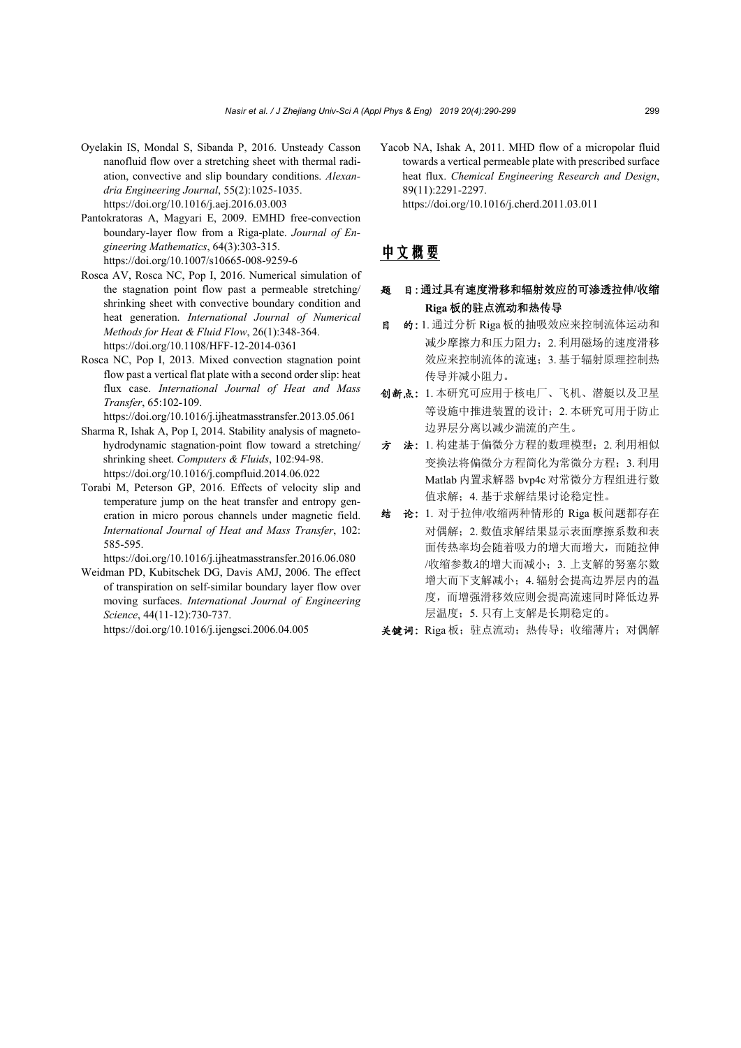Oyelakin IS, Mondal S, Sibanda P, 2016. Unsteady Casson nanofluid flow over a stretching sheet with thermal radiation, convective and slip boundary conditions. *Alexandria Engineering Journal*, 55(2):1025-1035. https://doi.org/10.1016/j.aej.2016.03.003

Pantokratoras A, Magyari E, 2009. EMHD free-convection boundary-layer flow from a Riga-plate. *Journal of Engineering Mathematics*, 64(3):303-315. https://doi.org/10.1007/s10665-008-9259-6

Rosca AV, Rosca NC, Pop I, 2016. Numerical simulation of the stagnation point flow past a permeable stretching/shrinking sheet with convective boundary condition and heat generation. *International Journal of Numerical Methods for Heat & Fluid Flow*, 26(1):348-364. https://doi.org/10.1108/HFF-12-2014-0361

Rosca NC, Pop I, 2013. Mixed convection stagnation point flow past a vertical flat plate with a second order slip: heat flux case. *International Journal of Heat and Mass Transfer*, 65:102-109. https://doi.org/10.1016/j.ijheatmasstransfer.2013.05.061

Sharma R, Ishak A, Pop I, 2014. Stability analysis of magnetohydrodynamic stagnation-point flow toward a stretching/shrinking sheet. *Computers & Fluids*, 102:94-98. https://doi.org/10.1016/j.compfluid.2014.06.022

Torabi M, Peterson GP, 2016. Effects of velocity slip and temperature jump on the heat transfer and entropy generation in micro porous channels under magnetic field. *International Journal of Heat and Mass Transfer*, 102:585-595. https://doi.org/10.1016/j.ijheatmasstransfer.2016.06.080

Weidman PD, Kubitschek DG, Davis AMJ, 2006. The effect of transpiration on self-similar boundary layer flow over moving surfaces. *International Journal of Engineering Science*, 44(11-12):730-737. https://doi.org/10.1016/j.ijengsci.2006.04.005

Yacob NA, Ishak A, 2011. MHD flow of a micropolar fluid towards a vertical permeable plate with prescribed surface heat flux. *Chemical Engineering Research and Design*, 89(11):2291-2297. https://doi.org/10.1016/j.cherd.2011.03.011

## 中文概要

**题　目：通过具有速度滑移和辐射效应的可渗透拉伸/收缩Riga板的驻点流动和热传导**

**目　的：** 1. 通过分析Riga板的抽吸效应来控制流体运动和减少摩擦力和压力阻力；2. 利用磁场的速度滑移效应来控制流体的流速；3. 基于辐射原理控制热传导并减小阻力。

**创新点：** 1. 本研究可应用于核电厂、飞机、潜艇以及卫星等设施中推进装置的设计；2. 本研究可用于防止边界层分离以减少湍流的产生。

**方　法：** 1. 构建基于偏微分方程的数理模型；2. 利用相似变换法将偏微分方程简化为常微分方程；3. 利用Matlab内置求解器bvp4c对常微分方程组进行数值求解；4. 基于求解结果讨论稳定性。

**结　论：** 1. 对于拉伸/收缩两种情形的Riga板问题都存在对偶解；2. 数值求解结果显示表面摩擦系数和表面传热率均会随着吸力的增大而增大，而随拉伸/收缩参数$\lambda$的增大而减小；3. 上支解的努塞尔数增大而下支解减小；4. 辐射会提高边界层内的温度，而增强滑移效应则会提高流速同时降低边界层温度；5. 只有上支解是长期稳定的。

**关键词：** Riga板；驻点流动；热传导；收缩薄片；对偶解